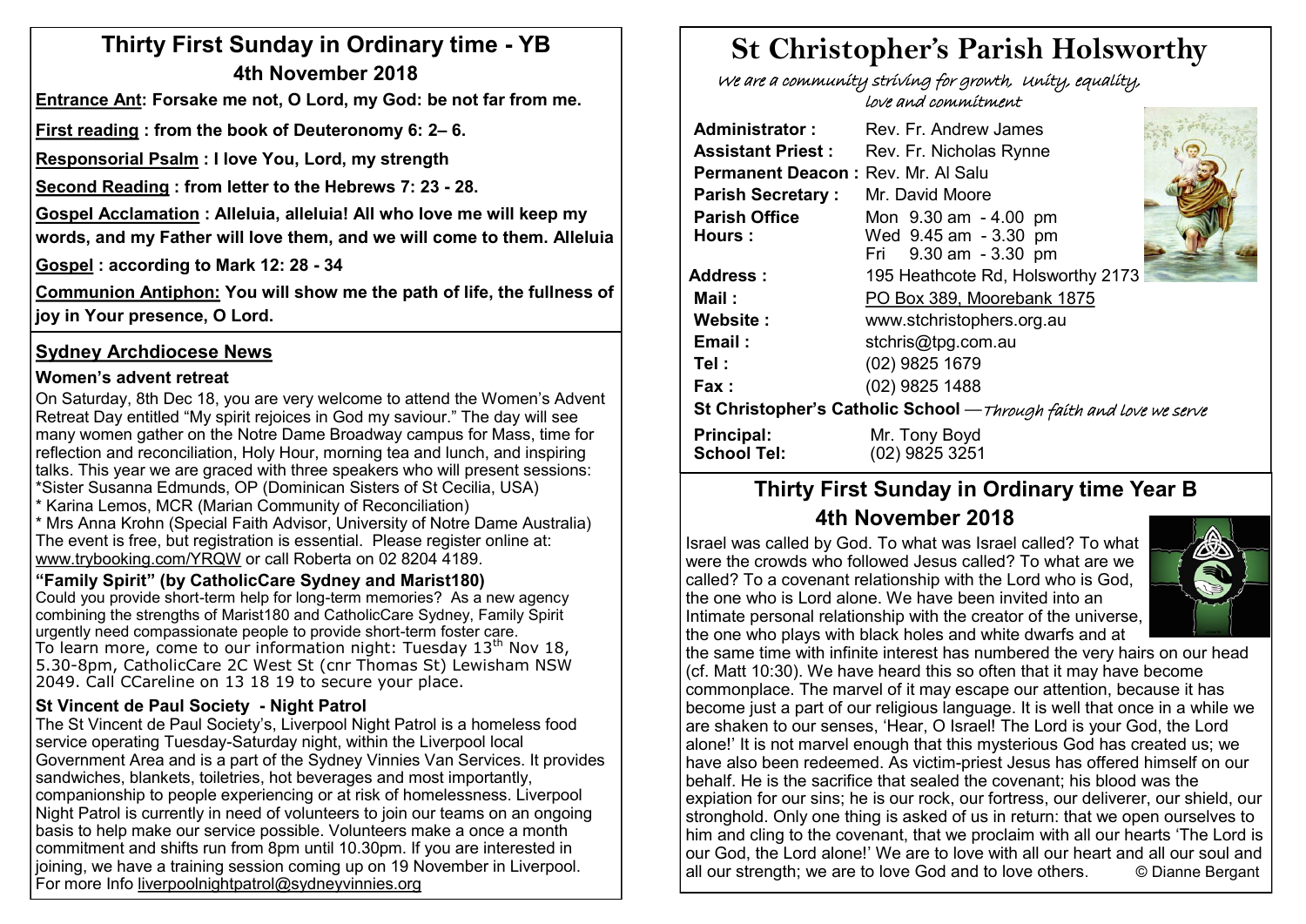## Thirty First Sunday in Ordinary time - YB
### 4th November 2018

**Entrance Ant: Forsake me not, O Lord, my God: be not far from me.**

**First reading : from the book of Deuteronomy 6: 2– 6.**

**Responsorial Psalm : I love You, Lord, my strength**

**Second Reading : from letter to the Hebrews 7: 23 - 28.**

**Gospel Acclamation : Alleluia, alleluia! All who love me will keep my words, and my Father will love them, and we will come to them. Alleluia**

**Gospel : according to Mark 12: 28 - 34**

**Communion Antiphon: You will show me the path of life, the fullness of joy in Your presence, O Lord.**

## Sydney Archdiocese News

### Women's advent retreat

On Saturday, 8th Dec 18, you are very welcome to attend the Women's Advent Retreat Day entitled "My spirit rejoices in God my saviour." The day will see many women gather on the Notre Dame Broadway campus for Mass, time for reflection and reconciliation, Holy Hour, morning tea and lunch, and inspiring talks. This year we are graced with three speakers who will present sessions:
*Sister Susanna Edmunds, OP (Dominican Sisters of St Cecilia, USA)
* Karina Lemos, MCR (Marian Community of Reconciliation)
* Mrs Anna Krohn (Special Faith Advisor, University of Notre Dame Australia)
The event is free, but registration is essential. Please register online at: www.trybooking.com/YRQW or call Roberta on 02 8204 4189.

### "Family Spirit" (by CatholicCare Sydney and Marist180)

Could you provide short-term help for long-term memories? As a new agency combining the strengths of Marist180 and CatholicCare Sydney, Family Spirit urgently need compassionate people to provide short-term foster care.
To learn more, come to our information night: Tuesday 13th Nov 18, 5.30-8pm, CatholicCare 2C West St (cnr Thomas St) Lewisham NSW 2049. Call CCareline on 13 18 19 to secure your place.

### St Vincent de Paul Society - Night Patrol

The St Vincent de Paul Society's, Liverpool Night Patrol is a homeless food service operating Tuesday-Saturday night, within the Liverpool local Government Area and is a part of the Sydney Vinnies Van Services. It provides sandwiches, blankets, toiletries, hot beverages and most importantly, companionship to people experiencing or at risk of homelessness. Liverpool Night Patrol is currently in need of volunteers to join our teams on an ongoing basis to help make our service possible. Volunteers make a once a month commitment and shifts run from 8pm until 10.30pm. If you are interested in joining, we have a training session coming up on 19 November in Liverpool. For more Info liverpoolnightpatrol@sydneyvinnies.org

# St Christopher's Parish Holsworthy

*We are a community striving for growth, Unity, equality, love and commitment*

| | |
|---|---|
| **Administrator :** | Rev. Fr. Andrew James |
| **Assistant Priest :** | Rev. Fr. Nicholas Rynne |
| **Permanent Deacon :** | Rev. Mr. Al Salu |
| **Parish Secretary :** | Mr. David Moore |
| **Parish Office Hours :** | Mon 9.30 am - 4.00 pm<br>Wed 9.45 am - 3.30 pm<br>Fri 9.30 am - 3.30 pm |
| **Address :** | 195 Heathcote Rd, Holsworthy 2173 |
| **Mail :** | PO Box 389, Moorebank 1875 |
| **Website :** | www.stchristophers.org.au |
| **Email :** | stchris@tpg.com.au |
| **Tel :** | (02) 9825 1679 |
| **Fax :** | (02) 9825 1488 |

**St Christopher's Catholic School** —*Through faith and love we serve*

| | |
|---|---|
| **Principal:** | Mr. Tony Boyd |
| **School Tel:** | (02) 9825 3251 |

## Thirty First Sunday in Ordinary time Year B
### 4th November 2018

Israel was called by God. To what was Israel called? To what were the crowds who followed Jesus called? To what are we called? To a covenant relationship with the Lord who is God, the one who is Lord alone. We have been invited into an Intimate personal relationship with the creator of the universe, the one who plays with black holes and white dwarfs and at the same time with infinite interest has numbered the very hairs on our head (cf. Matt 10:30). We have heard this so often that it may have become commonplace. The marvel of it may escape our attention, because it has become just a part of our religious language. It is well that once in a while we are shaken to our senses, 'Hear, O Israel! The Lord is your God, the Lord alone!' It is not marvel enough that this mysterious God has created us; we have also been redeemed. As victim-priest Jesus has offered himself on our behalf. He is the sacrifice that sealed the covenant; his blood was the expiation for our sins; he is our rock, our fortress, our deliverer, our shield, our stronghold. Only one thing is asked of us in return: that we open ourselves to him and cling to the covenant, that we proclaim with all our hearts 'The Lord is our God, the Lord alone!' We are to love with all our heart and all our soul and all our strength; we are to love God and to love others. © Dianne Bergant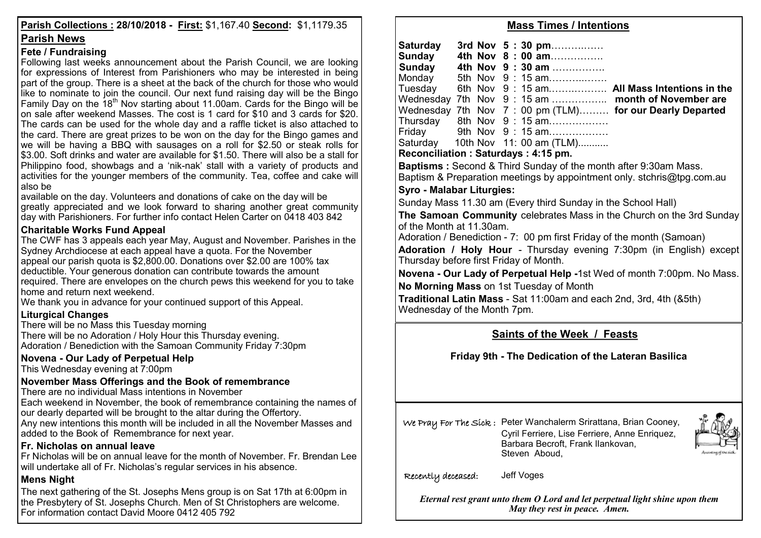**Parish Collections : 28/10/2018 - First:** $1,167.40 **Second:** $1,1179.35

## Parish News

### Fete / Fundraising

Following last weeks announcement about the Parish Council, we are looking for expressions of Interest from Parishioners who may be interested in being part of the group. There is a sheet at the back of the church for those who would like to nominate to join the council. Our next fund raising day will be the Bingo Family Day on the 18th Nov starting about 11.00am. Cards for the Bingo will be on sale after weekend Masses. The cost is 1 card for $10 and 3 cards for $20. The cards can be used for the whole day and a raffle ticket is also attached to the card. There are great prizes to be won on the day for the Bingo games and we will be having a BBQ with sausages on a roll for $2.50 or steak rolls for $3.00. Soft drinks and water are available for $1.50. There will also be a stall for Philippino food, showbags and a 'nik-nak' stall with a variety of products and activities for the younger members of the community. Tea, coffee and cake will also be available on the day. Volunteers and donations of cake on the day will be greatly appreciated and we look forward to sharing another great community day with Parishioners. For further info contact Helen Carter on 0418 403 842

### Charitable Works Fund Appeal

The CWF has 3 appeals each year May, August and November. Parishes in the Sydney Archdiocese at each appeal have a quota. For the November appeal our parish quota is $2,800.00. Donations over $2.00 are 100% tax deductible. Your generous donation can contribute towards the amount required. There are envelopes on the church pews this weekend for you to take home and return next weekend.

We thank you in advance for your continued support of this Appeal.

### Liturgical Changes

There will be no Mass this Tuesday morning

There will be no Adoration / Holy Hour this Thursday evening.

Adoration / Benediction with the Samoan Community Friday 7:30pm

### Novena - Our Lady of Perpetual Help

This Wednesday evening at 7:00pm

### November Mass Offerings and the Book of remembrance

There are no individual Mass intentions in November

Each weekend in November, the book of remembrance containing the names of our dearly departed will be brought to the altar during the Offertory.

Any new intentions this month will be included in all the November Masses and added to the Book of Remembrance for next year.

### Fr. Nicholas on annual leave

Fr Nicholas will be on annual leave for the month of November. Fr. Brendan Lee will undertake all of Fr. Nicholas's regular services in his absence.

### Mens Night

The next gathering of the St. Josephs Mens group is on Sat 17th at 6:00pm in the Presbytery of St. Josephs Church. Men of St Christophers are welcome. For information contact David Moore 0412 405 792

## Mass Times / Intentions

**Saturday 3rd Nov 5 : 30 pm**……………
**Sunday 4th Nov 8 : 00 am**……………
**Sunday 4th Nov 9 : 30 am** ……………
Monday 5th Nov 9 : 15 am……………
Tuesday 6th Nov 9 : 15 am…………… **All Mass Intentions in the**
Wednesday 7th Nov 9 : 15 am …………… **month of November are**
Wednesday 7th Nov 7 : 00 pm (TLM)……… **for our Dearly Departed**
Thursday 8th Nov 9 : 15 am……………
Friday 9th Nov 9 : 15 am……………
Saturday 10th Nov 11: 00 am (TLM)..........

**Reconciliation : Saturdays : 4:15 pm.**

**Baptisms :** Second & Third Sunday of the month after 9:30am Mass. Baptism & Preparation meetings by appointment only. stchris@tpg.com.au

**Syro - Malabar Liturgies:**

Sunday Mass 11.30 am (Every third Sunday in the School Hall)

**The Samoan Community** celebrates Mass in the Church on the 3rd Sunday of the Month at 11.30am.

Adoration / Benediction - 7: 00 pm first Friday of the month (Samoan)

**Adoration / Holy Hour** - Thursday evening 7:30pm (in English) except Thursday before first Friday of Month.

**Novena - Our Lady of Perpetual Help -**1st Wed of month 7:00pm. No Mass.

**No Morning Mass** on 1st Tuesday of Month

**Traditional Latin Mass** - Sat 11:00am and each 2nd, 3rd, 4th (&5th) Wednesday of the Month 7pm.

## Saints of the Week / Feasts

**Friday 9th - The Dedication of the Lateran Basilica**

We Pray For The Sick : Peter Wanchalerm Srirattana, Brian Cooney, Cyril Ferriere, Lise Ferriere, Anne Enriquez, Barbara Becroft, Frank Ilankovan, Steven Aboud,

Anointing of the sick

Recently deceased: Jeff Voges

***Eternal rest grant unto them O Lord and let perpetual light shine upon them May they rest in peace. Amen.***